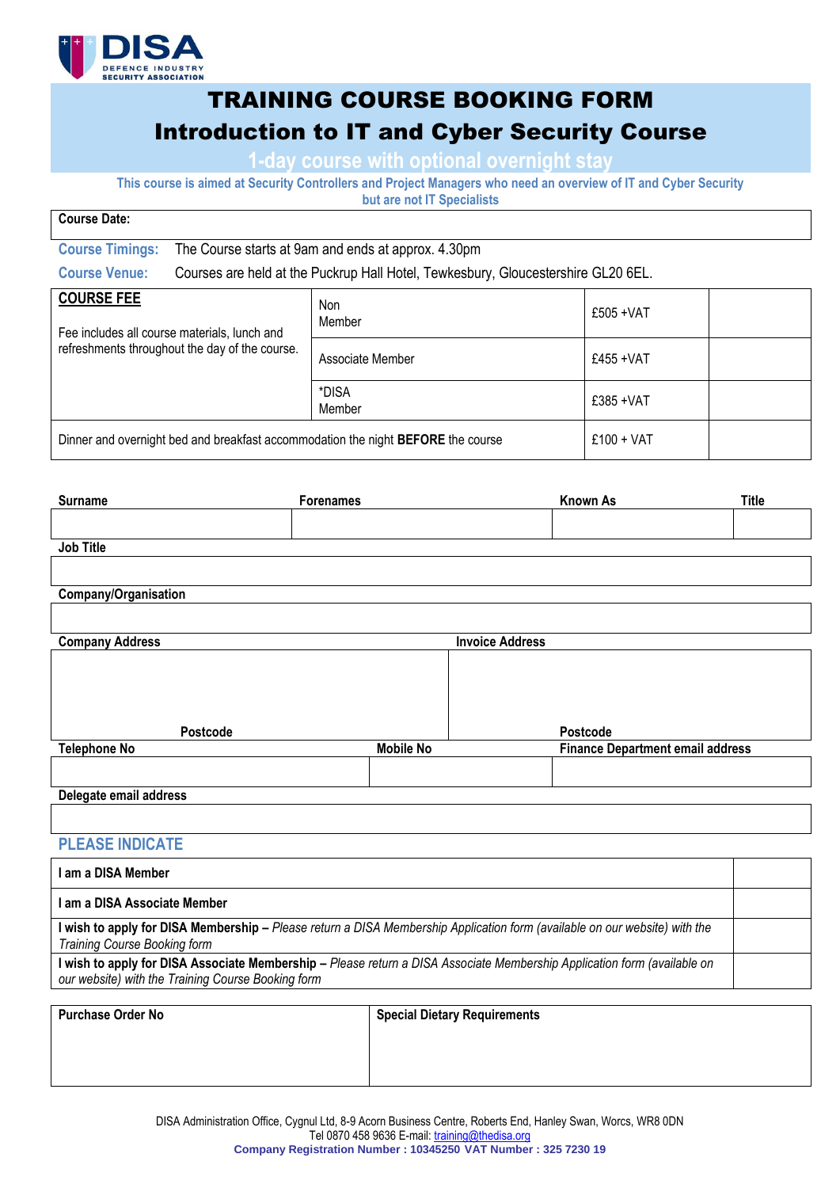DISA
DEFENCE INDUSTRY SECURITY ASSOCIATION

# TRAINING COURSE BOOKING FORM

## Introduction to IT and Cyber Security Course

### 1-day course with optional overnight stay

**This course is aimed at Security Controllers and Project Managers who need an overview of IT and Cyber Security but are not IT Specialists**

| **Course Date:** |
|---|
| |

**Course Timings:** The Course starts at 9am and ends at approx. 4.30pm

**Course Venue:** Courses are held at the Puckrup Hall Hotel, Tewkesbury, Gloucestershire GL20 6EL.

| **COURSE FEE** Fee includes all course materials, lunch and refreshments throughout the day of the course. | Non Member | £505 +VAT | |
|---|---|---|---|
| | Associate Member | £455 +VAT | |
| | *DISA Member | £385 +VAT | |
| Dinner and overnight bed and breakfast accommodation the night **BEFORE** the course | | £100 + VAT | |

| **Surname** | **Forenames** | **Known As** | **Title** |
|---|---|---|---|
| | | | |

| **Job Title** |
|---|
| |

| **Company/Organisation** |
|---|
| |

| **Company Address** | **Invoice Address** |
|---|---|
| Postcode | Postcode |

| **Telephone No** | **Mobile No** | **Finance Department email address** |
|---|---|---|
| | | |

| **Delegate email address** |
|---|
| |

### PLEASE INDICATE

| | |
|---|---|
| **I am a DISA Member** | |
| **I am a DISA Associate Member** | |
| **I wish to apply for DISA Membership –** *Please return a DISA Membership Application form (available on our website) with the Training Course Booking form* | |
| **I wish to apply for DISA Associate Membership –** *Please return a DISA Associate Membership Application form (available on our website) with the Training Course Booking form* | |

| **Purchase Order No** | **Special Dietary Requirements** |
|---|---|
| | |

DISA Administration Office, Cygnul Ltd, 8-9 Acorn Business Centre, Roberts End, Hanley Swan, Worcs, WR8 0DN
Tel 0870 458 9636 E-mail: training@thedisa.org
**Company Registration Number : 10345250 VAT Number : 325 7230 19**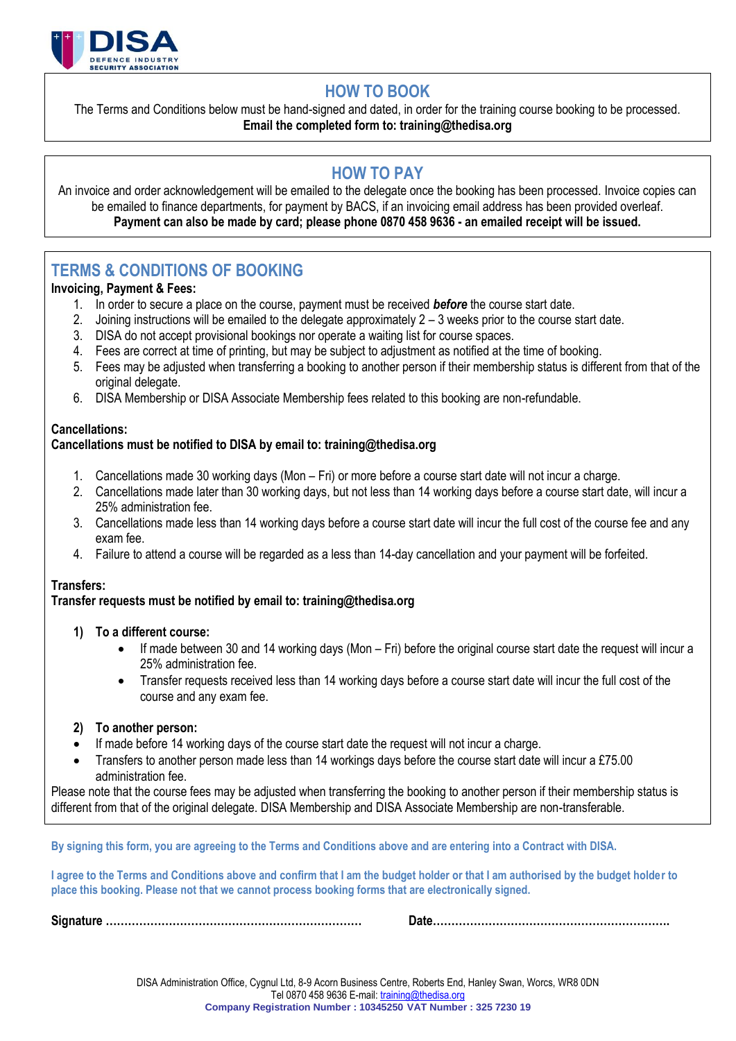DISA
DEFENCE INDUSTRY SECURITY ASSOCIATION

## HOW TO BOOK

The Terms and Conditions below must be hand-signed and dated, in order for the training course booking to be processed.
**Email the completed form to: training@thedisa.org**

## HOW TO PAY

An invoice and order acknowledgement will be emailed to the delegate once the booking has been processed. Invoice copies can be emailed to finance departments, for payment by BACS, if an invoicing email address has been provided overleaf.
**Payment can also be made by card; please phone 0870 458 9636 - an emailed receipt will be issued.**

## TERMS & CONDITIONS OF BOOKING

**Invoicing, Payment & Fees:**

1. In order to secure a place on the course, payment must be received ***before*** the course start date.
2. Joining instructions will be emailed to the delegate approximately 2 – 3 weeks prior to the course start date.
3. DISA do not accept provisional bookings nor operate a waiting list for course spaces.
4. Fees are correct at time of printing, but may be subject to adjustment as notified at the time of booking.
5. Fees may be adjusted when transferring a booking to another person if their membership status is different from that of the original delegate.
6. DISA Membership or DISA Associate Membership fees related to this booking are non-refundable.

**Cancellations:**
**Cancellations must be notified to DISA by email to: training@thedisa.org**

1. Cancellations made 30 working days (Mon – Fri) or more before a course start date will not incur a charge.
2. Cancellations made later than 30 working days, but not less than 14 working days before a course start date, will incur a 25% administration fee.
3. Cancellations made less than 14 working days before a course start date will incur the full cost of the course fee and any exam fee.
4. Failure to attend a course will be regarded as a less than 14-day cancellation and your payment will be forfeited.

**Transfers:**
**Transfer requests must be notified by email to: training@thedisa.org**

**1) To a different course:**

- If made between 30 and 14 working days (Mon – Fri) before the original course start date the request will incur a 25% administration fee.
- Transfer requests received less than 14 working days before a course start date will incur the full cost of the course and any exam fee.

**2) To another person:**

- If made before 14 working days of the course start date the request will not incur a charge.
- Transfers to another person made less than 14 workings days before the course start date will incur a £75.00 administration fee.

Please note that the course fees may be adjusted when transferring the booking to another person if their membership status is different from that of the original delegate. DISA Membership and DISA Associate Membership are non-transferable.

**By signing this form, you are agreeing to the Terms and Conditions above and are entering into a Contract with DISA.**

**I agree to the Terms and Conditions above and confirm that I am the budget holder or that I am authorised by the budget holder to place this booking. Please not that we cannot process booking forms that are electronically signed.**

**Signature ……………………………………………………………** **Date……………………………………………………….**

DISA Administration Office, Cygnul Ltd, 8-9 Acorn Business Centre, Roberts End, Hanley Swan, Worcs, WR8 0DN
Tel 0870 458 9636 E-mail: training@thedisa.org
**Company Registration Number : 10345250 VAT Number : 325 7230 19**